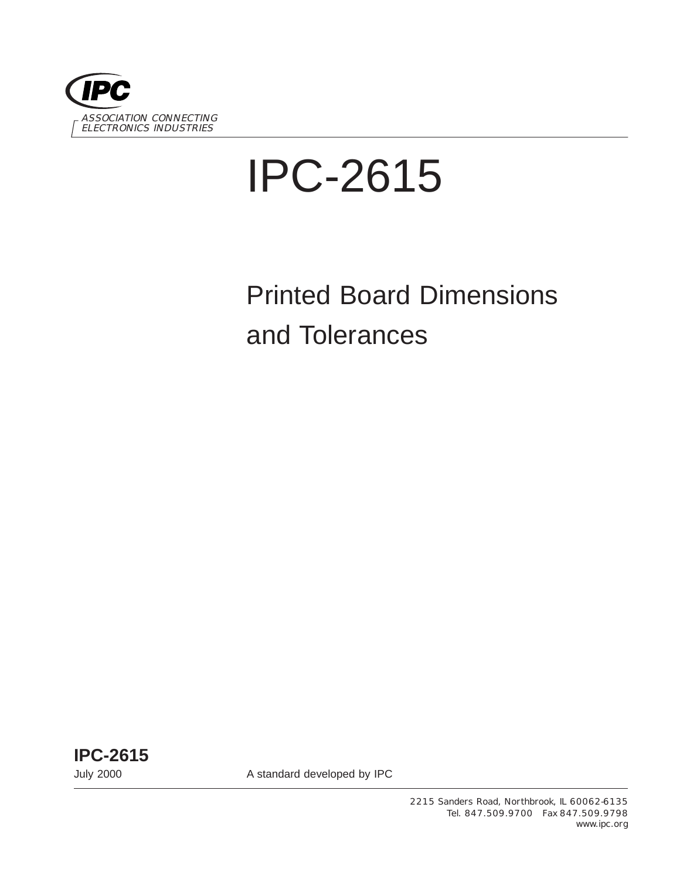IPC

ASSOCIATION CONNECTING ELECTRONICS INDUSTRIES

# IPC-2615

## Printed Board Dimensions and Tolerances

**IPC-2615**

July 2000

A standard developed by IPC

2215 Sanders Road, Northbrook, IL 60062-6135
Tel. 847.509.9700 Fax 847.509.9798
www.ipc.org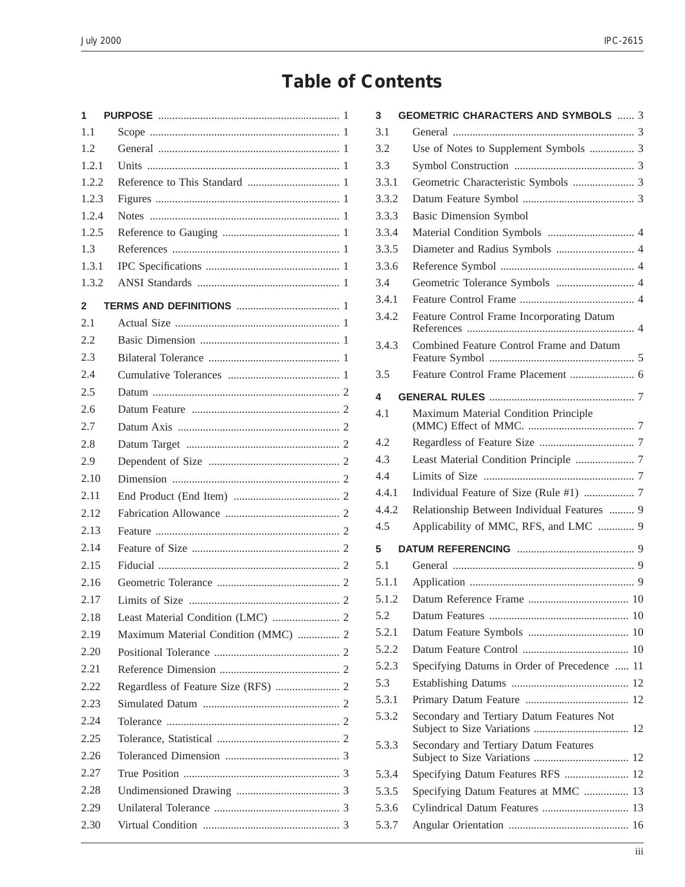# Table of Contents

| | | |
|---|---|---|
| **1** | **PURPOSE** | 1 |
| 1.1 | Scope | 1 |
| 1.2 | General | 1 |
| 1.2.1 | Units | 1 |
| 1.2.2 | Reference to This Standard | 1 |
| 1.2.3 | Figures | 1 |
| 1.2.4 | Notes | 1 |
| 1.2.5 | Reference to Gauging | 1 |
| 1.3 | References | 1 |
| 1.3.1 | IPC Specifications | 1 |
| 1.3.2 | ANSI Standards | 1 |
| **2** | **TERMS AND DEFINITIONS** | 1 |
| 2.1 | Actual Size | 1 |
| 2.2 | Basic Dimension | 1 |
| 2.3 | Bilateral Tolerance | 1 |
| 2.4 | Cumulative Tolerances | 1 |
| 2.5 | Datum | 2 |
| 2.6 | Datum Feature | 2 |
| 2.7 | Datum Axis | 2 |
| 2.8 | Datum Target | 2 |
| 2.9 | Dependent of Size | 2 |
| 2.10 | Dimension | 2 |
| 2.11 | End Product (End Item) | 2 |
| 2.12 | Fabrication Allowance | 2 |
| 2.13 | Feature | 2 |
| 2.14 | Feature of Size | 2 |
| 2.15 | Fiducial | 2 |
| 2.16 | Geometric Tolerance | 2 |
| 2.17 | Limits of Size | 2 |
| 2.18 | Least Material Condition (LMC) | 2 |
| 2.19 | Maximum Material Condition (MMC) | 2 |
| 2.20 | Positional Tolerance | 2 |
| 2.21 | Reference Dimension | 2 |
| 2.22 | Regardless of Feature Size (RFS) | 2 |
| 2.23 | Simulated Datum | 2 |
| 2.24 | Tolerance | 2 |
| 2.25 | Tolerance, Statistical | 2 |
| 2.26 | Toleranced Dimension | 3 |
| 2.27 | True Position | 3 |
| 2.28 | Undimensioned Drawing | 3 |
| 2.29 | Unilateral Tolerance | 3 |
| 2.30 | Virtual Condition | 3 |
| **3** | **GEOMETRIC CHARACTERS AND SYMBOLS** | 3 |
| 3.1 | General | 3 |
| 3.2 | Use of Notes to Supplement Symbols | 3 |
| 3.3 | Symbol Construction | 3 |
| 3.3.1 | Geometric Characteristic Symbols | 3 |
| 3.3.2 | Datum Feature Symbol | 3 |
| 3.3.3 | Basic Dimension Symbol | |
| 3.3.4 | Material Condition Symbols | 4 |
| 3.3.5 | Diameter and Radius Symbols | 4 |
| 3.3.6 | Reference Symbol | 4 |
| 3.4 | Geometric Tolerance Symbols | 4 |
| 3.4.1 | Feature Control Frame | 4 |
| 3.4.2 | Feature Control Frame Incorporating Datum References | 4 |
| 3.4.3 | Combined Feature Control Frame and Datum Feature Symbol | 5 |
| 3.5 | Feature Control Frame Placement | 6 |
| **4** | **GENERAL RULES** | 7 |
| 4.1 | Maximum Material Condition Principle (MMC) Effect of MMC. | 7 |
| 4.2 | Regardless of Feature Size | 7 |
| 4.3 | Least Material Condition Principle | 7 |
| 4.4 | Limits of Size | 7 |
| 4.4.1 | Individual Feature of Size (Rule #1) | 7 |
| 4.4.2 | Relationship Between Individual Features | 9 |
| 4.5 | Applicability of MMC, RFS, and LMC | 9 |
| **5** | **DATUM REFERENCING** | 9 |
| 5.1 | General | 9 |
| 5.1.1 | Application | 9 |
| 5.1.2 | Datum Reference Frame | 10 |
| 5.2 | Datum Features | 10 |
| 5.2.1 | Datum Feature Symbols | 10 |
| 5.2.2 | Datum Feature Control | 10 |
| 5.2.3 | Specifying Datums in Order of Precedence | 11 |
| 5.3 | Establishing Datums | 12 |
| 5.3.1 | Primary Datum Feature | 12 |
| 5.3.2 | Secondary and Tertiary Datum Features Not Subject to Size Variations | 12 |
| 5.3.3 | Secondary and Tertiary Datum Features Subject to Size Variations | 12 |
| 5.3.4 | Specifying Datum Features RFS | 12 |
| 5.3.5 | Specifying Datum Features at MMC | 13 |
| 5.3.6 | Cylindrical Datum Features | 13 |
| 5.3.7 | Angular Orientation | 16 |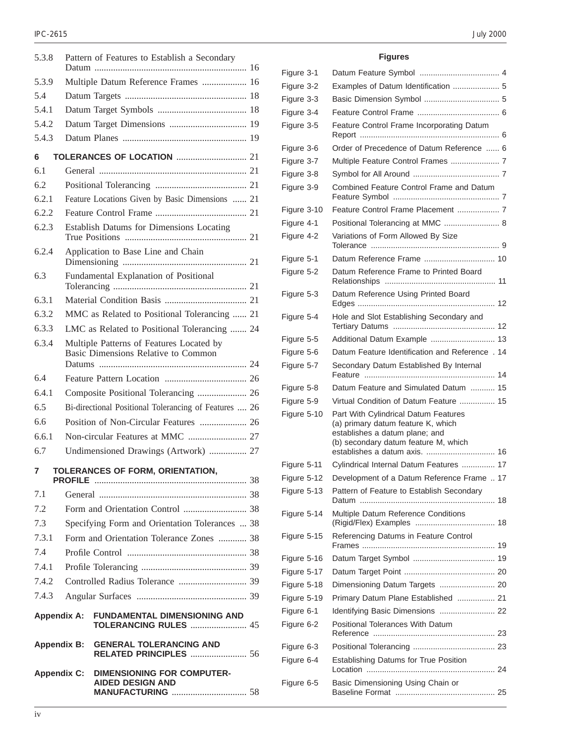5.3.8 Pattern of Features to Establish a Secondary Datum ........ 16
5.3.9 Multiple Datum Reference Frames ........ 16
5.4 Datum Targets ........ 18
5.4.1 Datum Target Symbols ........ 18
5.4.2 Datum Target Dimensions ........ 19
5.4.3 Datum Planes ........ 19

**6 TOLERANCES OF LOCATION** ........ 21
6.1 General ........ 21
6.2 Positional Tolerancing ........ 21
6.2.1 Feature Locations Given by Basic Dimensions ........ 21
6.2.2 Feature Control Frame ........ 21
6.2.3 Establish Datums for Dimensions Locating True Positions ........ 21
6.2.4 Application to Base Line and Chain Dimensioning ........ 21
6.3 Fundamental Explanation of Positional Tolerancing ........ 21
6.3.1 Material Condition Basis ........ 21
6.3.2 MMC as Related to Positional Tolerancing ........ 21
6.3.3 LMC as Related to Positional Tolerancing ........ 24
6.3.4 Multiple Patterns of Features Located by Basic Dimensions Relative to Common Datums ........ 24
6.4 Feature Pattern Location ........ 26
6.4.1 Composite Positional Tolerancing ........ 26
6.5 Bi-directional Positional Tolerancing of Features ........ 26
6.6 Position of Non-Circular Features ........ 26
6.6.1 Non-circular Features at MMC ........ 27
6.7 Undimensioned Drawings (Artwork) ........ 27

**7 TOLERANCES OF FORM, ORIENTATION, PROFILE** ........ 38
7.1 General ........ 38
7.2 Form and Orientation Control ........ 38
7.3 Specifying Form and Orientation Tolerances ........ 38
7.3.1 Form and Orientation Tolerance Zones ........ 38
7.4 Profile Control ........ 38
7.4.1 Profile Tolerancing ........ 39
7.4.2 Controlled Radius Tolerance ........ 39
7.4.3 Angular Surfaces ........ 39

**Appendix A: FUNDAMENTAL DIMENSIONING AND TOLERANCING RULES** ........ 45

**Appendix B: GENERAL TOLERANCING AND RELATED PRINCIPLES** ........ 56

**Appendix C: DIMENSIONING FOR COMPUTER-AIDED DESIGN AND MANUFACTURING** ........ 58

## Figures

Figure 3-1 Datum Feature Symbol ........ 4
Figure 3-2 Examples of Datum Identification ........ 5
Figure 3-3 Basic Dimension Symbol ........ 5
Figure 3-4 Feature Control Frame ........ 6
Figure 3-5 Feature Control Frame Incorporating Datum Report ........ 6
Figure 3-6 Order of Precedence of Datum Reference ........ 6
Figure 3-7 Multiple Feature Control Frames ........ 7
Figure 3-8 Symbol for All Around ........ 7
Figure 3-9 Combined Feature Control Frame and Datum Feature Symbol ........ 7
Figure 3-10 Feature Control Frame Placement ........ 7
Figure 4-1 Positional Tolerancing at MMC ........ 8
Figure 4-2 Variations of Form Allowed By Size Tolerance ........ 9
Figure 5-1 Datum Reference Frame ........ 10
Figure 5-2 Datum Reference Frame to Printed Board Relationships ........ 11
Figure 5-3 Datum Reference Using Printed Board Edges ........ 12
Figure 5-4 Hole and Slot Establishing Secondary and Tertiary Datums ........ 12
Figure 5-5 Additional Datum Example ........ 13
Figure 5-6 Datum Feature Identification and Reference . 14
Figure 5-7 Secondary Datum Established By Internal Feature ........ 14
Figure 5-8 Datum Feature and Simulated Datum ........ 15
Figure 5-9 Virtual Condition of Datum Feature ........ 15
Figure 5-10 Part With Cylindrical Datum Features (a) primary datum feature K, which establishes a datum plane; and (b) secondary datum feature M, which establishes a datum axis. ........ 16
Figure 5-11 Cylindrical Internal Datum Features ........ 17
Figure 5-12 Development of a Datum Reference Frame .. 17
Figure 5-13 Pattern of Feature to Establish Secondary Datum ........ 18
Figure 5-14 Multiple Datum Reference Conditions (Rigid/Flex) Examples ........ 18
Figure 5-15 Referencing Datums in Feature Control Frames ........ 19
Figure 5-16 Datum Target Symbol ........ 19
Figure 5-17 Datum Target Point ........ 20
Figure 5-18 Dimensioning Datum Targets ........ 20
Figure 5-19 Primary Datum Plane Established ........ 21
Figure 6-1 Identifying Basic Dimensions ........ 22
Figure 6-2 Positional Tolerances With Datum Reference ........ 23
Figure 6-3 Positional Tolerancing ........ 23
Figure 6-4 Establishing Datums for True Position Location ........ 24
Figure 6-5 Basic Dimensioning Using Chain or Baseline Format ........ 25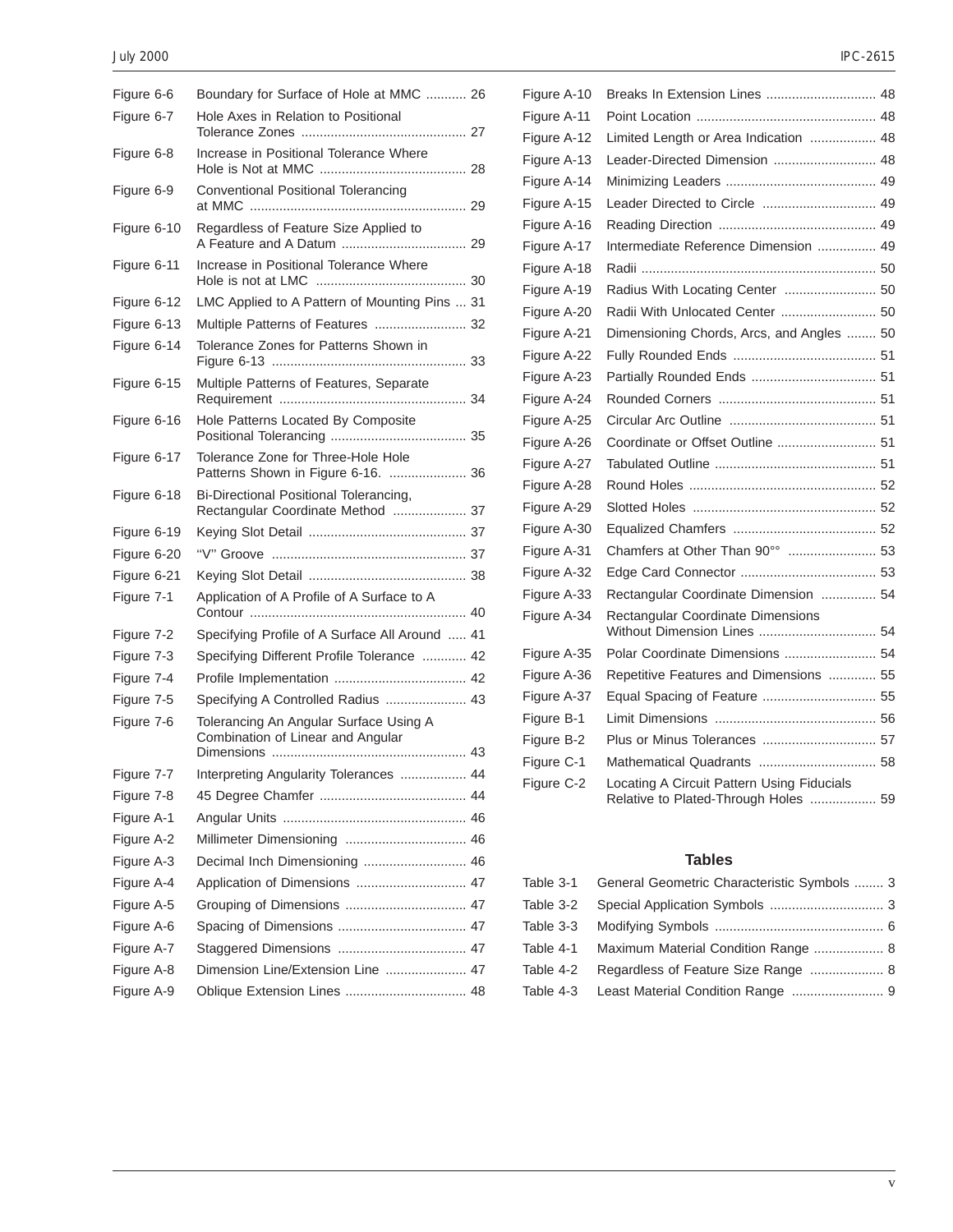| | | |
|---|---|---|
| Figure 6-6 | Boundary for Surface of Hole at MMC | 26 |
| Figure 6-7 | Hole Axes in Relation to Positional Tolerance Zones | 27 |
| Figure 6-8 | Increase in Positional Tolerance Where Hole is Not at MMC | 28 |
| Figure 6-9 | Conventional Positional Tolerancing at MMC | 29 |
| Figure 6-10 | Regardless of Feature Size Applied to A Feature and A Datum | 29 |
| Figure 6-11 | Increase in Positional Tolerance Where Hole is not at LMC | 30 |
| Figure 6-12 | LMC Applied to A Pattern of Mounting Pins | 31 |
| Figure 6-13 | Multiple Patterns of Features | 32 |
| Figure 6-14 | Tolerance Zones for Patterns Shown in Figure 6-13 | 33 |
| Figure 6-15 | Multiple Patterns of Features, Separate Requirement | 34 |
| Figure 6-16 | Hole Patterns Located By Composite Positional Tolerancing | 35 |
| Figure 6-17 | Tolerance Zone for Three-Hole Hole Patterns Shown in Figure 6-16. | 36 |
| Figure 6-18 | Bi-Directional Positional Tolerancing, Rectangular Coordinate Method | 37 |
| Figure 6-19 | Keying Slot Detail | 37 |
| Figure 6-20 | ''V'' Groove | 37 |
| Figure 6-21 | Keying Slot Detail | 38 |
| Figure 7-1 | Application of A Profile of A Surface to A Contour | 40 |
| Figure 7-2 | Specifying Profile of A Surface All Around | 41 |
| Figure 7-3 | Specifying Different Profile Tolerance | 42 |
| Figure 7-4 | Profile Implementation | 42 |
| Figure 7-5 | Specifying A Controlled Radius | 43 |
| Figure 7-6 | Tolerancing An Angular Surface Using A Combination of Linear and Angular Dimensions | 43 |
| Figure 7-7 | Interpreting Angularity Tolerances | 44 |
| Figure 7-8 | 45 Degree Chamfer | 44 |
| Figure A-1 | Angular Units | 46 |
| Figure A-2 | Millimeter Dimensioning | 46 |
| Figure A-3 | Decimal Inch Dimensioning | 46 |
| Figure A-4 | Application of Dimensions | 47 |
| Figure A-5 | Grouping of Dimensions | 47 |
| Figure A-6 | Spacing of Dimensions | 47 |
| Figure A-7 | Staggered Dimensions | 47 |
| Figure A-8 | Dimension Line/Extension Line | 47 |
| Figure A-9 | Oblique Extension Lines | 48 |
| Figure A-10 | Breaks In Extension Lines | 48 |
| Figure A-11 | Point Location | 48 |
| Figure A-12 | Limited Length or Area Indication | 48 |
| Figure A-13 | Leader-Directed Dimension | 48 |
| Figure A-14 | Minimizing Leaders | 49 |
| Figure A-15 | Leader Directed to Circle | 49 |
| Figure A-16 | Reading Direction | 49 |
| Figure A-17 | Intermediate Reference Dimension | 49 |
| Figure A-18 | Radii | 50 |
| Figure A-19 | Radius With Locating Center | 50 |
| Figure A-20 | Radii With Unlocated Center | 50 |
| Figure A-21 | Dimensioning Chords, Arcs, and Angles | 50 |
| Figure A-22 | Fully Rounded Ends | 51 |
| Figure A-23 | Partially Rounded Ends | 51 |
| Figure A-24 | Rounded Corners | 51 |
| Figure A-25 | Circular Arc Outline | 51 |
| Figure A-26 | Coordinate or Offset Outline | 51 |
| Figure A-27 | Tabulated Outline | 51 |
| Figure A-28 | Round Holes | 52 |
| Figure A-29 | Slotted Holes | 52 |
| Figure A-30 | Equalized Chamfers | 52 |
| Figure A-31 | Chamfers at Other Than 90°° | 53 |
| Figure A-32 | Edge Card Connector | 53 |
| Figure A-33 | Rectangular Coordinate Dimension | 54 |
| Figure A-34 | Rectangular Coordinate Dimensions Without Dimension Lines | 54 |
| Figure A-35 | Polar Coordinate Dimensions | 54 |
| Figure A-36 | Repetitive Features and Dimensions | 55 |
| Figure A-37 | Equal Spacing of Feature | 55 |
| Figure B-1 | Limit Dimensions | 56 |
| Figure B-2 | Plus or Minus Tolerances | 57 |
| Figure C-1 | Mathematical Quadrants | 58 |
| Figure C-2 | Locating A Circuit Pattern Using Fiducials Relative to Plated-Through Holes | 59 |

## Tables

| | | |
|---|---|---|
| Table 3-1 | General Geometric Characteristic Symbols | 3 |
| Table 3-2 | Special Application Symbols | 3 |
| Table 3-3 | Modifying Symbols | 6 |
| Table 4-1 | Maximum Material Condition Range | 8 |
| Table 4-2 | Regardless of Feature Size Range | 8 |
| Table 4-3 | Least Material Condition Range | 9 |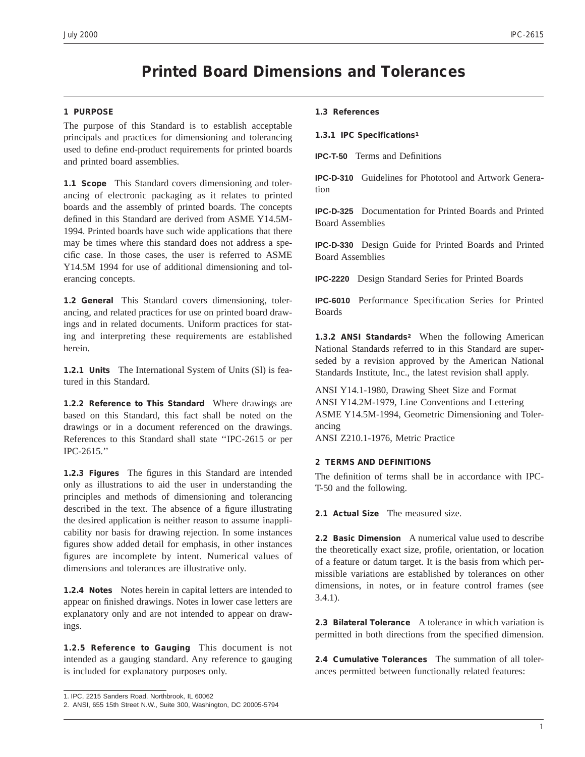# Printed Board Dimensions and Tolerances

## 1 PURPOSE

The purpose of this Standard is to establish acceptable principals and practices for dimensioning and tolerancing used to define end-product requirements for printed boards and printed board assemblies.

**1.1 Scope** This Standard covers dimensioning and tolerancing of electronic packaging as it relates to printed boards and the assembly of printed boards. The concepts defined in this Standard are derived from ASME Y14.5M-1994. Printed boards have such wide applications that there may be times where this standard does not address a specific case. In those cases, the user is referred to ASME Y14.5M 1994 for use of additional dimensioning and tolerancing concepts.

**1.2 General** This Standard covers dimensioning, tolerancing, and related practices for use on printed board drawings and in related documents. Uniform practices for stating and interpreting these requirements are established herein.

**1.2.1 Units** The International System of Units (Sl) is featured in this Standard.

**1.2.2 Reference to This Standard** Where drawings are based on this Standard, this fact shall be noted on the drawings or in a document referenced on the drawings. References to this Standard shall state ''IPC-2615 or per IPC-2615.''

**1.2.3 Figures** The figures in this Standard are intended only as illustrations to aid the user in understanding the principles and methods of dimensioning and tolerancing described in the text. The absence of a figure illustrating the desired application is neither reason to assume inapplicability nor basis for drawing rejection. In some instances figures show added detail for emphasis, in other instances figures are incomplete by intent. Numerical values of dimensions and tolerances are illustrative only.

**1.2.4 Notes** Notes herein in capital letters are intended to appear on finished drawings. Notes in lower case letters are explanatory only and are not intended to appear on drawings.

**1.2.5 Reference to Gauging** This document is not intended as a gauging standard. Any reference to gauging is included for explanatory purposes only.

### 1.3 References

**1.3.1 IPC Specifications**[1]

**IPC-T-50** Terms and Definitions

**IPC-D-310** Guidelines for Phototool and Artwork Generation

**IPC-D-325** Documentation for Printed Boards and Printed Board Assemblies

**IPC-D-330** Design Guide for Printed Boards and Printed Board Assemblies

**IPC-2220** Design Standard Series for Printed Boards

**IPC-6010** Performance Specification Series for Printed Boards

**1.3.2 ANSI Standards**[2] When the following American National Standards referred to in this Standard are superseded by a revision approved by the American National Standards Institute, Inc., the latest revision shall apply.

ANSI Y14.1-1980, Drawing Sheet Size and Format
ANSI Y14.2M-1979, Line Conventions and Lettering
ASME Y14.5M-1994, Geometric Dimensioning and Tolerancing
ANSI Z210.1-1976, Metric Practice

## 2 TERMS AND DEFINITIONS

The definition of terms shall be in accordance with IPC-T-50 and the following.

**2.1 Actual Size** The measured size.

**2.2 Basic Dimension** A numerical value used to describe the theoretically exact size, profile, orientation, or location of a feature or datum target. It is the basis from which permissible variations are established by tolerances on other dimensions, in notes, or in feature control frames (see 3.4.1).

**2.3 Bilateral Tolerance** A tolerance in which variation is permitted in both directions from the specified dimension.

**2.4 Cumulative Tolerances** The summation of all tolerances permitted between functionally related features:

---

1. IPC, 2215 Sanders Road, Northbrook, IL 60062
2. ANSI, 655 15th Street N.W., Suite 300, Washington, DC 20005-5794